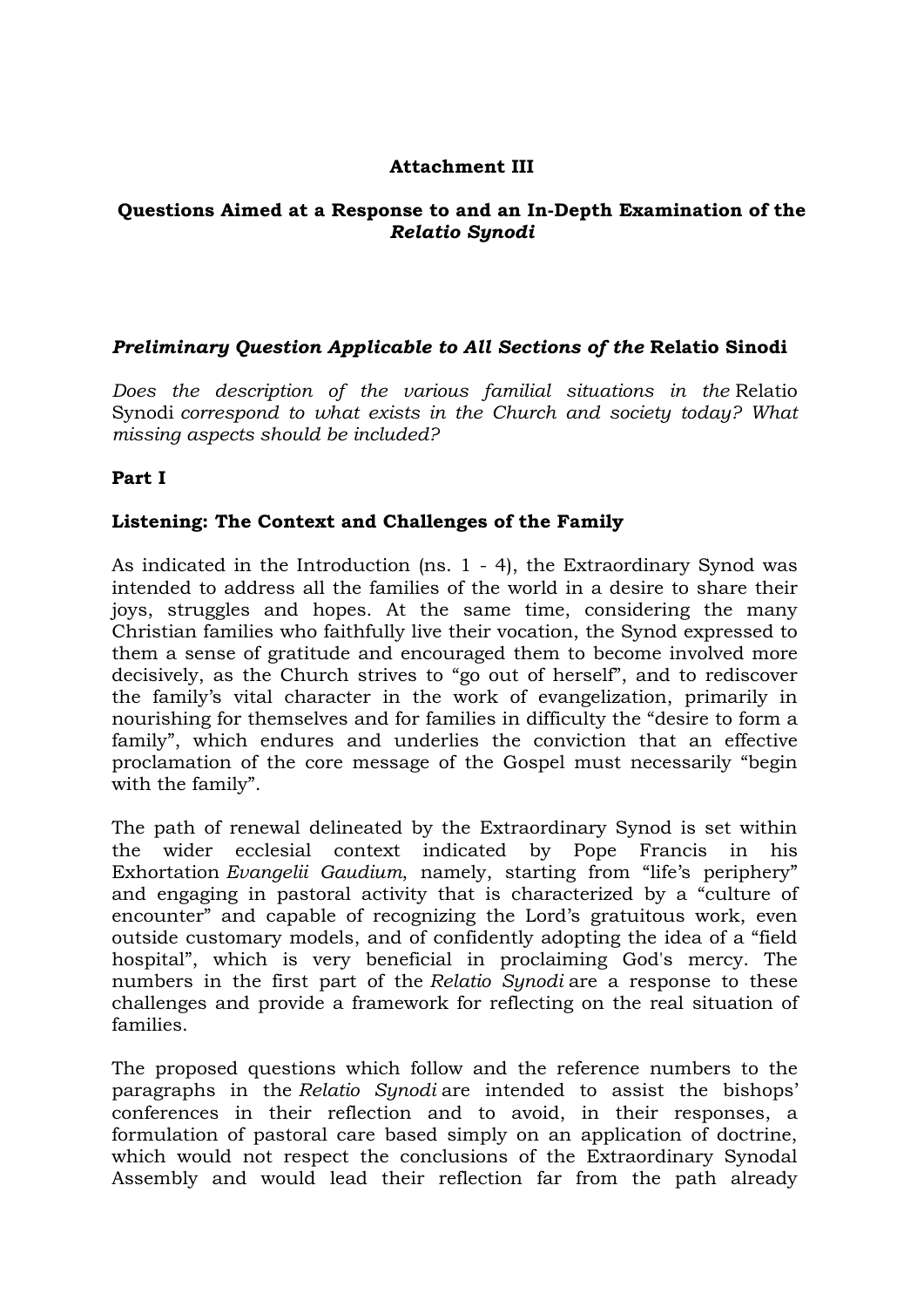**Attachment III**

**Questions Aimed at a Response to and an In-Depth Examination of the *Relatio Synodi***

***Preliminary Question Applicable to All Sections of the* Relatio Sinodi**

*Does the description of the various familial situations in the* Relatio Synodi *correspond to what exists in the Church and society today? What missing aspects should be included?*

**Part I**

**Listening: The Context and Challenges of the Family**

As indicated in the Introduction (ns. 1 - 4), the Extraordinary Synod was intended to address all the families of the world in a desire to share their joys, struggles and hopes. At the same time, considering the many Christian families who faithfully live their vocation, the Synod expressed to them a sense of gratitude and encouraged them to become involved more decisively, as the Church strives to "go out of herself", and to rediscover the family's vital character in the work of evangelization, primarily in nourishing for themselves and for families in difficulty the "desire to form a family", which endures and underlies the conviction that an effective proclamation of the core message of the Gospel must necessarily "begin with the family".

The path of renewal delineated by the Extraordinary Synod is set within the wider ecclesial context indicated by Pope Francis in his Exhortation *Evangelii Gaudium*, namely, starting from "life's periphery" and engaging in pastoral activity that is characterized by a "culture of encounter" and capable of recognizing the Lord's gratuitous work, even outside customary models, and of confidently adopting the idea of a "field hospital", which is very beneficial in proclaiming God's mercy. The numbers in the first part of the *Relatio Synodi* are a response to these challenges and provide a framework for reflecting on the real situation of families.

The proposed questions which follow and the reference numbers to the paragraphs in the *Relatio Synodi* are intended to assist the bishops' conferences in their reflection and to avoid, in their responses, a formulation of pastoral care based simply on an application of doctrine, which would not respect the conclusions of the Extraordinary Synodal Assembly and would lead their reflection far from the path already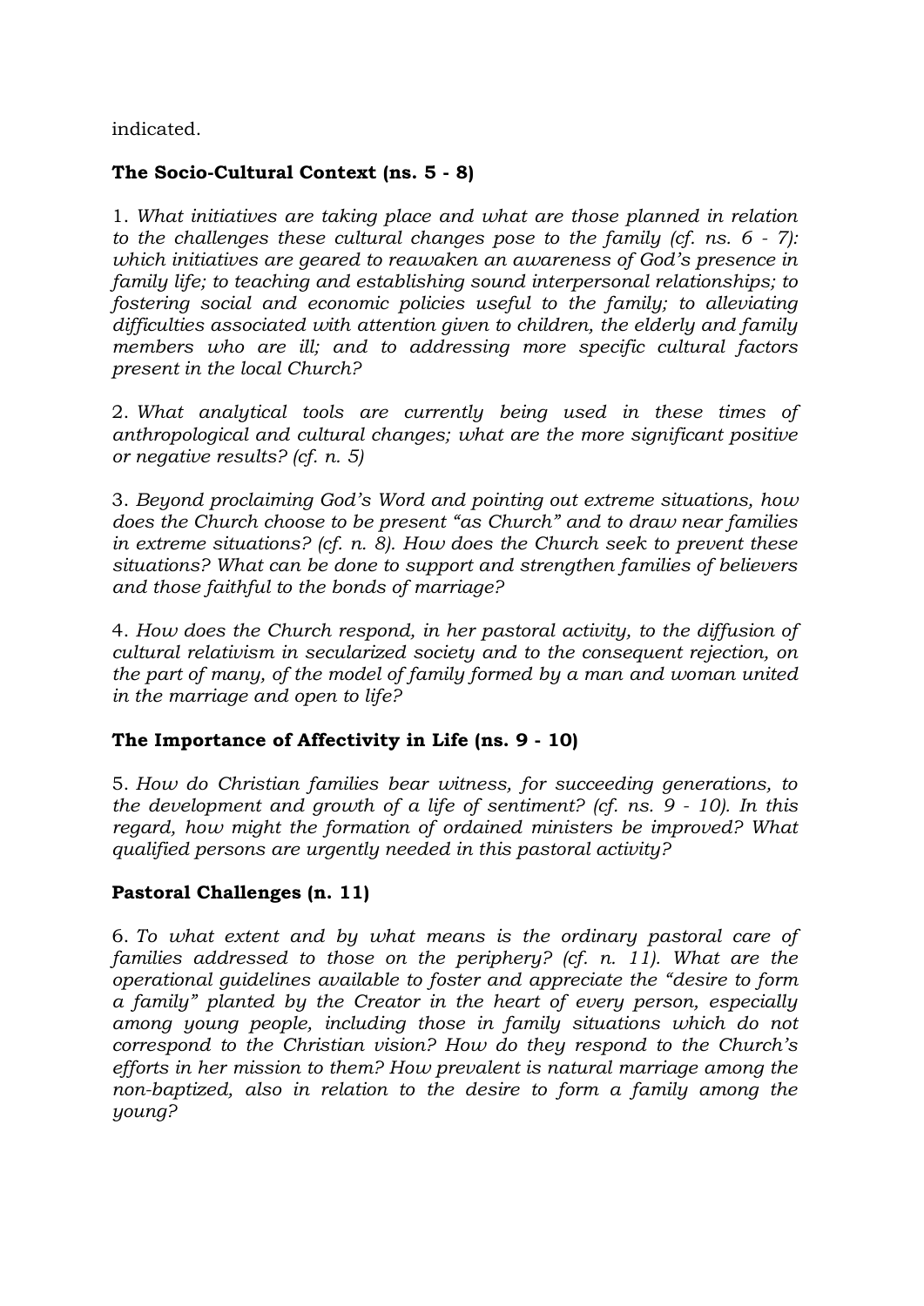indicated.

**The Socio-Cultural Context (ns. 5 - 8)**

1. *What initiatives are taking place and what are those planned in relation to the challenges these cultural changes pose to the family (cf. ns. 6 - 7): which initiatives are geared to reawaken an awareness of God's presence in family life; to teaching and establishing sound interpersonal relationships; to fostering social and economic policies useful to the family; to alleviating difficulties associated with attention given to children, the elderly and family members who are ill; and to addressing more specific cultural factors present in the local Church?*

2. *What analytical tools are currently being used in these times of anthropological and cultural changes; what are the more significant positive or negative results? (cf. n. 5)*

3. *Beyond proclaiming God's Word and pointing out extreme situations, how does the Church choose to be present "as Church" and to draw near families in extreme situations? (cf. n. 8). How does the Church seek to prevent these situations? What can be done to support and strengthen families of believers and those faithful to the bonds of marriage?*

4. *How does the Church respond, in her pastoral activity, to the diffusion of cultural relativism in secularized society and to the consequent rejection, on the part of many, of the model of family formed by a man and woman united in the marriage and open to life?*

**The Importance of Affectivity in Life (ns. 9 - 10)**

5. *How do Christian families bear witness, for succeeding generations, to the development and growth of a life of sentiment? (cf. ns. 9 - 10). In this regard, how might the formation of ordained ministers be improved? What qualified persons are urgently needed in this pastoral activity?*

**Pastoral Challenges (n. 11)**

6. *To what extent and by what means is the ordinary pastoral care of families addressed to those on the periphery? (cf. n. 11). What are the operational guidelines available to foster and appreciate the "desire to form a family" planted by the Creator in the heart of every person, especially among young people, including those in family situations which do not correspond to the Christian vision? How do they respond to the Church's efforts in her mission to them? How prevalent is natural marriage among the non-baptized, also in relation to the desire to form a family among the young?*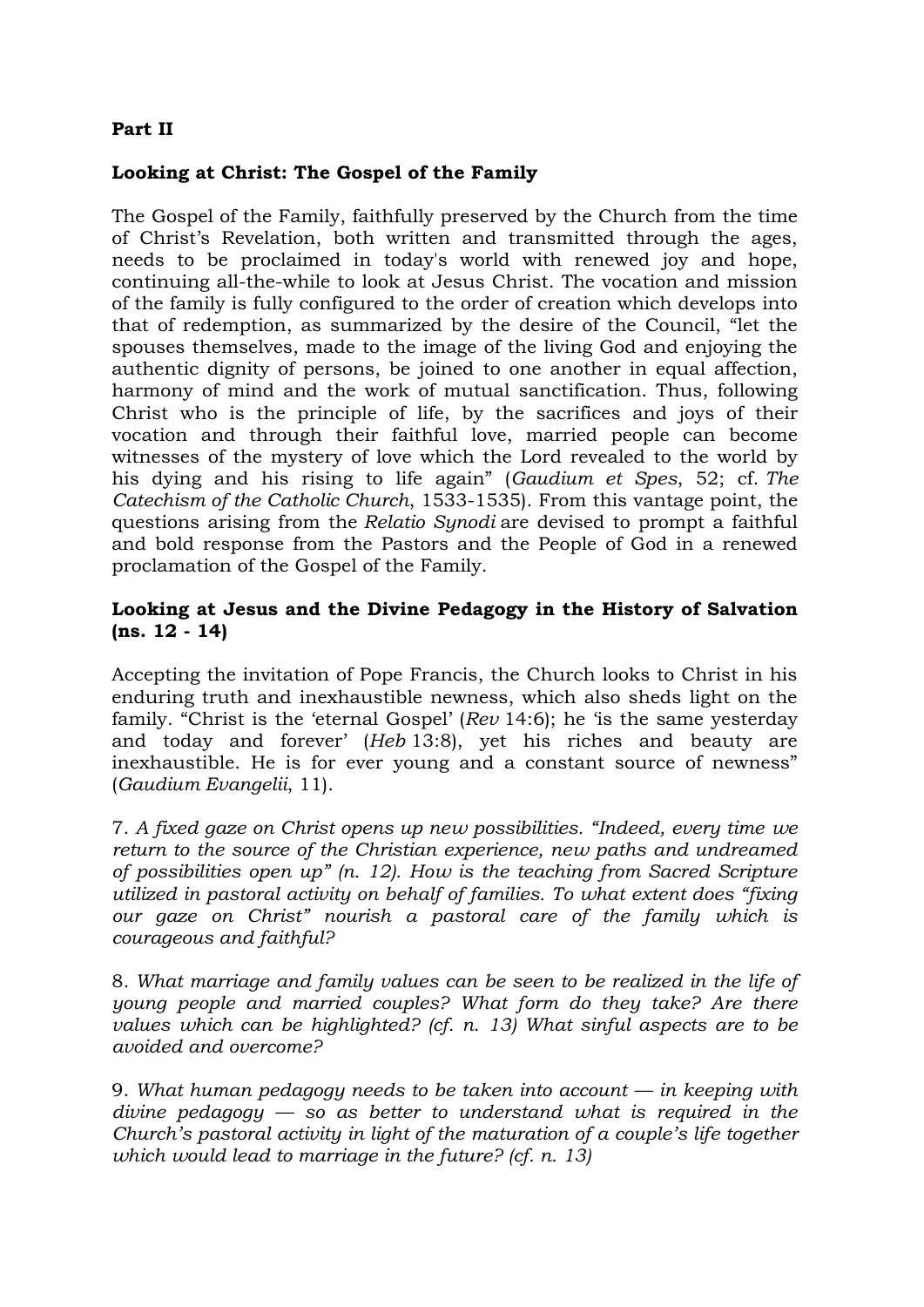**Part II**

**Looking at Christ: The Gospel of the Family**

The Gospel of the Family, faithfully preserved by the Church from the time of Christ's Revelation, both written and transmitted through the ages, needs to be proclaimed in today's world with renewed joy and hope, continuing all-the-while to look at Jesus Christ. The vocation and mission of the family is fully configured to the order of creation which develops into that of redemption, as summarized by the desire of the Council, "let the spouses themselves, made to the image of the living God and enjoying the authentic dignity of persons, be joined to one another in equal affection, harmony of mind and the work of mutual sanctification. Thus, following Christ who is the principle of life, by the sacrifices and joys of their vocation and through their faithful love, married people can become witnesses of the mystery of love which the Lord revealed to the world by his dying and his rising to life again" (*Gaudium et Spes*, 52; cf. *The Catechism of the Catholic Church*, 1533-1535). From this vantage point, the questions arising from the *Relatio Synodi* are devised to prompt a faithful and bold response from the Pastors and the People of God in a renewed proclamation of the Gospel of the Family.

**Looking at Jesus and the Divine Pedagogy in the History of Salvation (ns. 12 - 14)**

Accepting the invitation of Pope Francis, the Church looks to Christ in his enduring truth and inexhaustible newness, which also sheds light on the family. "Christ is the 'eternal Gospel' (*Rev* 14:6); he 'is the same yesterday and today and forever' (*Heb* 13:8), yet his riches and beauty are inexhaustible. He is for ever young and a constant source of newness" (*Gaudium Evangelii*, 11).

7. *A fixed gaze on Christ opens up new possibilities. "Indeed, every time we return to the source of the Christian experience, new paths and undreamed of possibilities open up" (n. 12). How is the teaching from Sacred Scripture utilized in pastoral activity on behalf of families. To what extent does "fixing our gaze on Christ" nourish a pastoral care of the family which is courageous and faithful?*

8. *What marriage and family values can be seen to be realized in the life of young people and married couples? What form do they take? Are there values which can be highlighted? (cf. n. 13) What sinful aspects are to be avoided and overcome?*

9. *What human pedagogy needs to be taken into account — in keeping with divine pedagogy — so as better to understand what is required in the Church's pastoral activity in light of the maturation of a couple's life together which would lead to marriage in the future? (cf. n. 13)*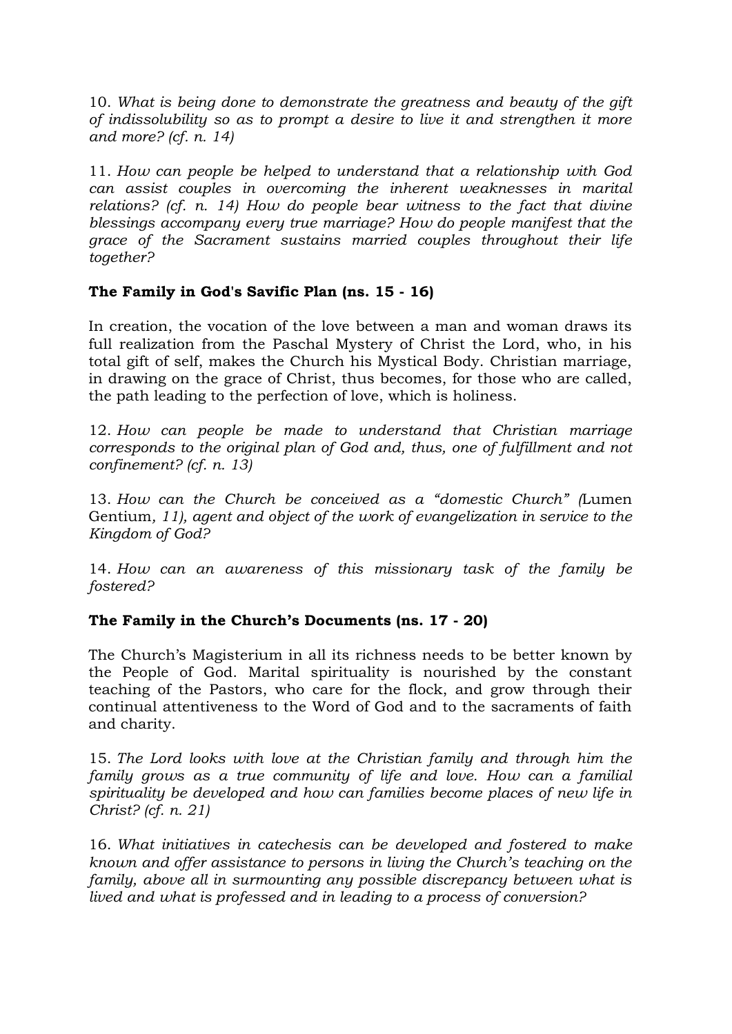10. *What is being done to demonstrate the greatness and beauty of the gift of indissolubility so as to prompt a desire to live it and strengthen it more and more? (cf. n. 14)*

11. *How can people be helped to understand that a relationship with God can assist couples in overcoming the inherent weaknesses in marital relations? (cf. n. 14) How do people bear witness to the fact that divine blessings accompany every true marriage? How do people manifest that the grace of the Sacrament sustains married couples throughout their life together?*

**The Family in God's Savific Plan (ns. 15 - 16)**

In creation, the vocation of the love between a man and woman draws its full realization from the Paschal Mystery of Christ the Lord, who, in his total gift of self, makes the Church his Mystical Body. Christian marriage, in drawing on the grace of Christ, thus becomes, for those who are called, the path leading to the perfection of love, which is holiness.

12. *How can people be made to understand that Christian marriage corresponds to the original plan of God and, thus, one of fulfillment and not confinement? (cf. n. 13)*

13. *How can the Church be conceived as a "domestic Church" (*Lumen Gentium*, 11), agent and object of the work of evangelization in service to the Kingdom of God?*

14. *How can an awareness of this missionary task of the family be fostered?*

**The Family in the Church's Documents (ns. 17 - 20)**

The Church's Magisterium in all its richness needs to be better known by the People of God. Marital spirituality is nourished by the constant teaching of the Pastors, who care for the flock, and grow through their continual attentiveness to the Word of God and to the sacraments of faith and charity.

15. *The Lord looks with love at the Christian family and through him the family grows as a true community of life and love. How can a familial spirituality be developed and how can families become places of new life in Christ? (cf. n. 21)*

16. *What initiatives in catechesis can be developed and fostered to make known and offer assistance to persons in living the Church's teaching on the family, above all in surmounting any possible discrepancy between what is lived and what is professed and in leading to a process of conversion?*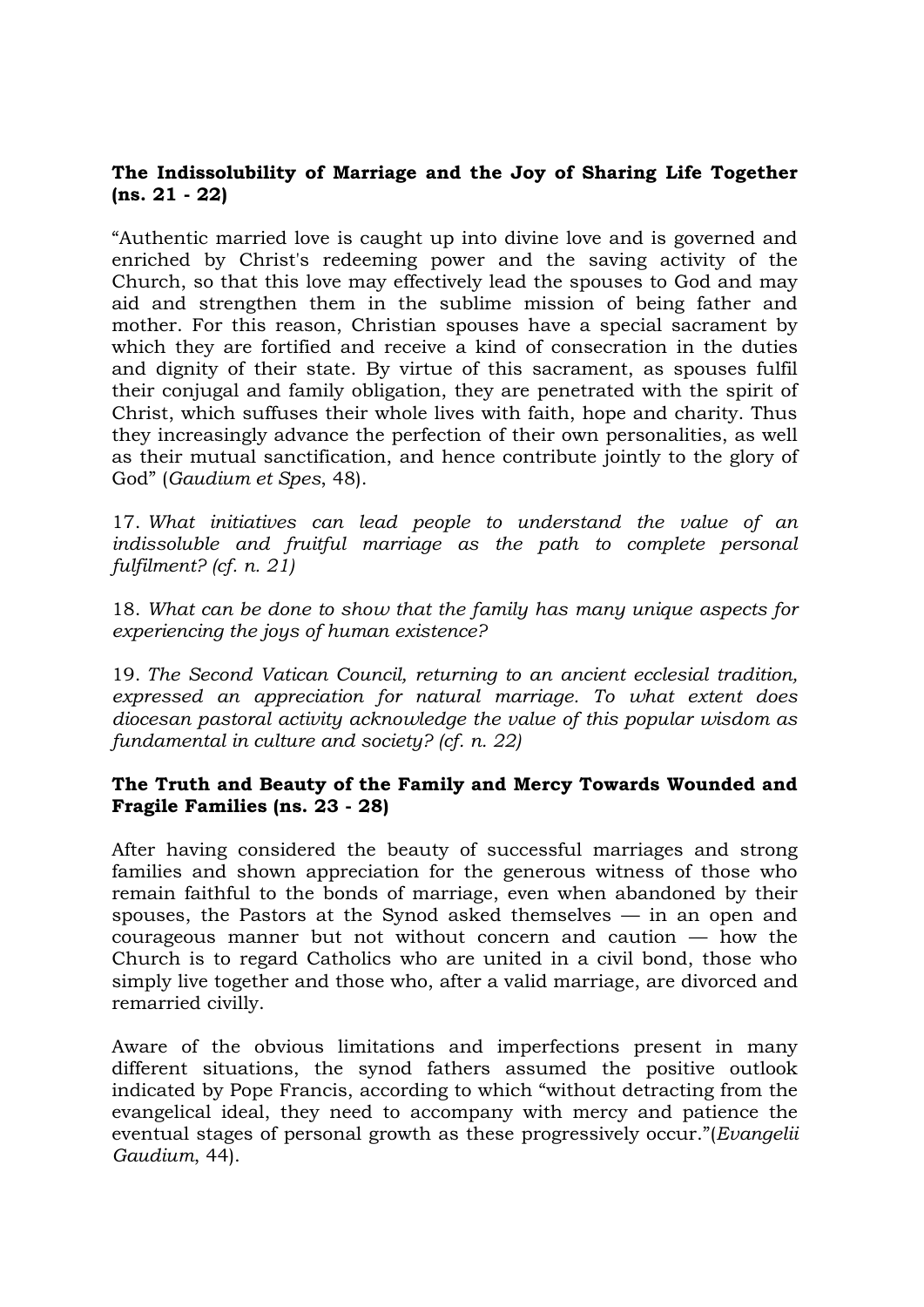**The Indissolubility of Marriage and the Joy of Sharing Life Together (ns. 21 - 22)**

"Authentic married love is caught up into divine love and is governed and enriched by Christ's redeeming power and the saving activity of the Church, so that this love may effectively lead the spouses to God and may aid and strengthen them in the sublime mission of being father and mother. For this reason, Christian spouses have a special sacrament by which they are fortified and receive a kind of consecration in the duties and dignity of their state. By virtue of this sacrament, as spouses fulfil their conjugal and family obligation, they are penetrated with the spirit of Christ, which suffuses their whole lives with faith, hope and charity. Thus they increasingly advance the perfection of their own personalities, as well as their mutual sanctification, and hence contribute jointly to the glory of God" (*Gaudium et Spes*, 48).

17. *What initiatives can lead people to understand the value of an indissoluble and fruitful marriage as the path to complete personal fulfilment? (cf. n. 21)*

18. *What can be done to show that the family has many unique aspects for experiencing the joys of human existence?*

19. *The Second Vatican Council, returning to an ancient ecclesial tradition, expressed an appreciation for natural marriage. To what extent does diocesan pastoral activity acknowledge the value of this popular wisdom as fundamental in culture and society? (cf. n. 22)*

**The Truth and Beauty of the Family and Mercy Towards Wounded and Fragile Families (ns. 23 - 28)**

After having considered the beauty of successful marriages and strong families and shown appreciation for the generous witness of those who remain faithful to the bonds of marriage, even when abandoned by their spouses, the Pastors at the Synod asked themselves — in an open and courageous manner but not without concern and caution — how the Church is to regard Catholics who are united in a civil bond, those who simply live together and those who, after a valid marriage, are divorced and remarried civilly.

Aware of the obvious limitations and imperfections present in many different situations, the synod fathers assumed the positive outlook indicated by Pope Francis, according to which "without detracting from the evangelical ideal, they need to accompany with mercy and patience the eventual stages of personal growth as these progressively occur."(*Evangelii Gaudium*, 44).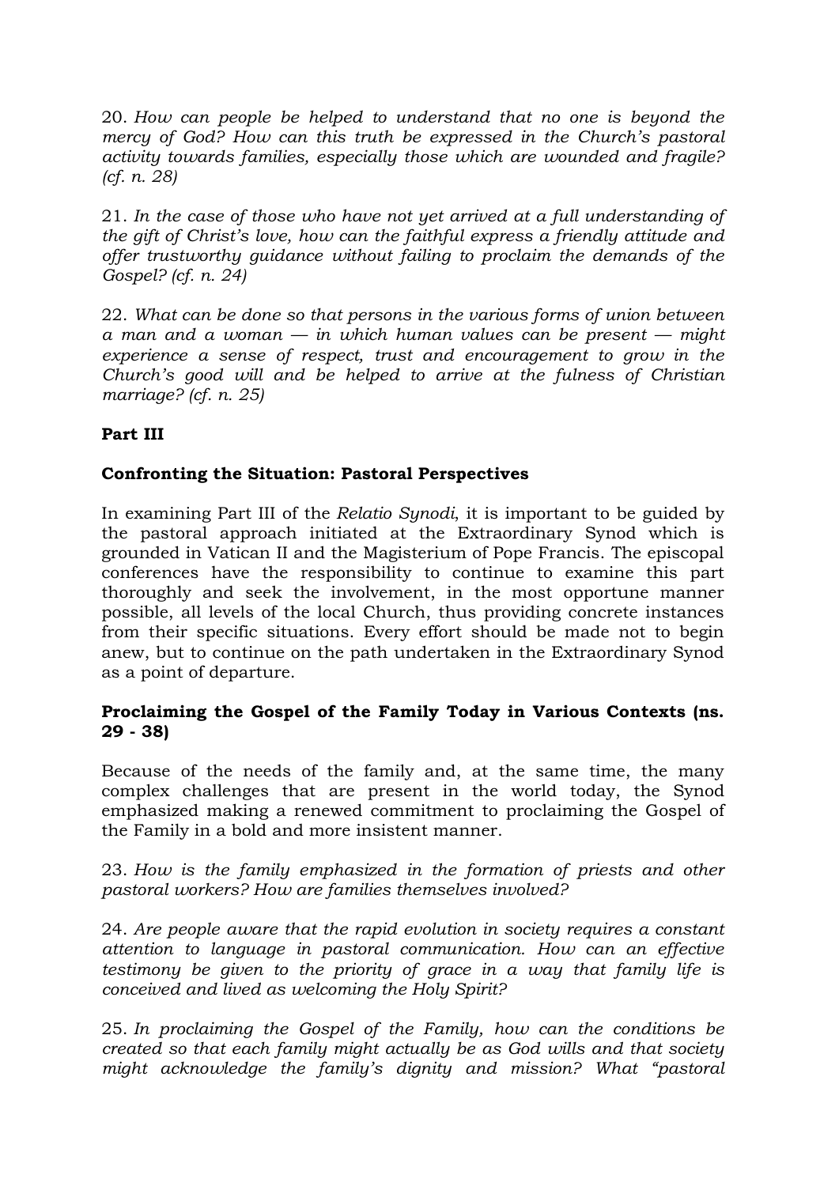20. *How can people be helped to understand that no one is beyond the mercy of God? How can this truth be expressed in the Church's pastoral activity towards families, especially those which are wounded and fragile? (cf. n. 28)*

21. *In the case of those who have not yet arrived at a full understanding of the gift of Christ's love, how can the faithful express a friendly attitude and offer trustworthy guidance without failing to proclaim the demands of the Gospel? (cf. n. 24)*

22. *What can be done so that persons in the various forms of union between a man and a woman — in which human values can be present — might experience a sense of respect, trust and encouragement to grow in the Church's good will and be helped to arrive at the fulness of Christian marriage? (cf. n. 25)*

## Part III

### Confronting the Situation: Pastoral Perspectives

In examining Part III of the *Relatio Synodi*, it is important to be guided by the pastoral approach initiated at the Extraordinary Synod which is grounded in Vatican II and the Magisterium of Pope Francis. The episcopal conferences have the responsibility to continue to examine this part thoroughly and seek the involvement, in the most opportune manner possible, all levels of the local Church, thus providing concrete instances from their specific situations. Every effort should be made not to begin anew, but to continue on the path undertaken in the Extraordinary Synod as a point of departure.

### Proclaiming the Gospel of the Family Today in Various Contexts (ns. 29 - 38)

Because of the needs of the family and, at the same time, the many complex challenges that are present in the world today, the Synod emphasized making a renewed commitment to proclaiming the Gospel of the Family in a bold and more insistent manner.

23. *How is the family emphasized in the formation of priests and other pastoral workers? How are families themselves involved?*

24. *Are people aware that the rapid evolution in society requires a constant attention to language in pastoral communication. How can an effective testimony be given to the priority of grace in a way that family life is conceived and lived as welcoming the Holy Spirit?*

25. *In proclaiming the Gospel of the Family, how can the conditions be created so that each family might actually be as God wills and that society might acknowledge the family's dignity and mission? What "pastoral*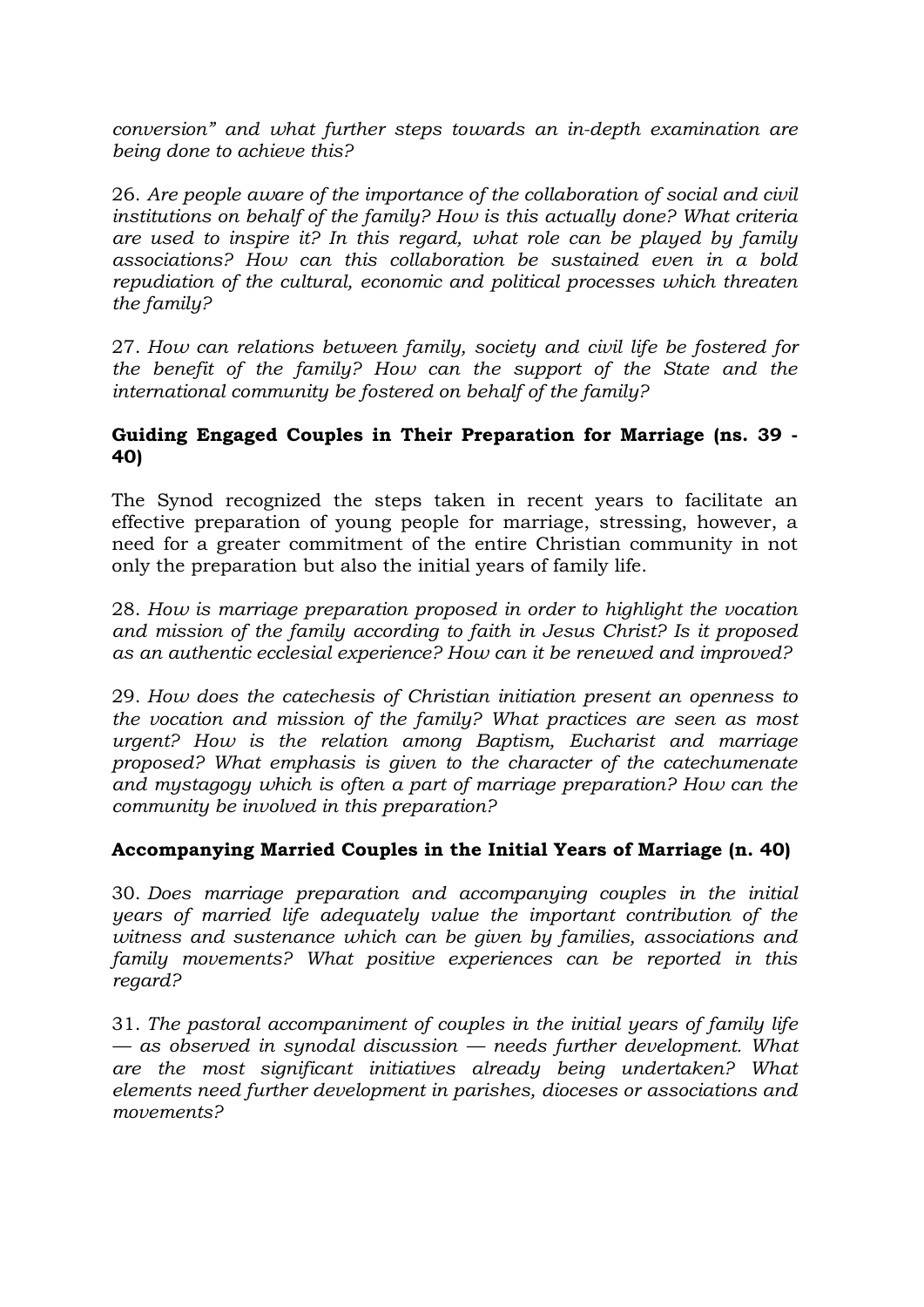*conversion" and what further steps towards an in-depth examination are being done to achieve this?*

26. *Are people aware of the importance of the collaboration of social and civil institutions on behalf of the family? How is this actually done? What criteria are used to inspire it? In this regard, what role can be played by family associations? How can this collaboration be sustained even in a bold repudiation of the cultural, economic and political processes which threaten the family?*

27. *How can relations between family, society and civil life be fostered for the benefit of the family? How can the support of the State and the international community be fostered on behalf of the family?*

**Guiding Engaged Couples in Their Preparation for Marriage (ns. 39 - 40)**

The Synod recognized the steps taken in recent years to facilitate an effective preparation of young people for marriage, stressing, however, a need for a greater commitment of the entire Christian community in not only the preparation but also the initial years of family life.

28. *How is marriage preparation proposed in order to highlight the vocation and mission of the family according to faith in Jesus Christ? Is it proposed as an authentic ecclesial experience? How can it be renewed and improved?*

29. *How does the catechesis of Christian initiation present an openness to the vocation and mission of the family? What practices are seen as most urgent? How is the relation among Baptism, Eucharist and marriage proposed? What emphasis is given to the character of the catechumenate and mystagogy which is often a part of marriage preparation? How can the community be involved in this preparation?*

**Accompanying Married Couples in the Initial Years of Marriage (n. 40)**

30. *Does marriage preparation and accompanying couples in the initial years of married life adequately value the important contribution of the witness and sustenance which can be given by families, associations and family movements? What positive experiences can be reported in this regard?*

31. *The pastoral accompaniment of couples in the initial years of family life — as observed in synodal discussion — needs further development. What are the most significant initiatives already being undertaken? What elements need further development in parishes, dioceses or associations and movements?*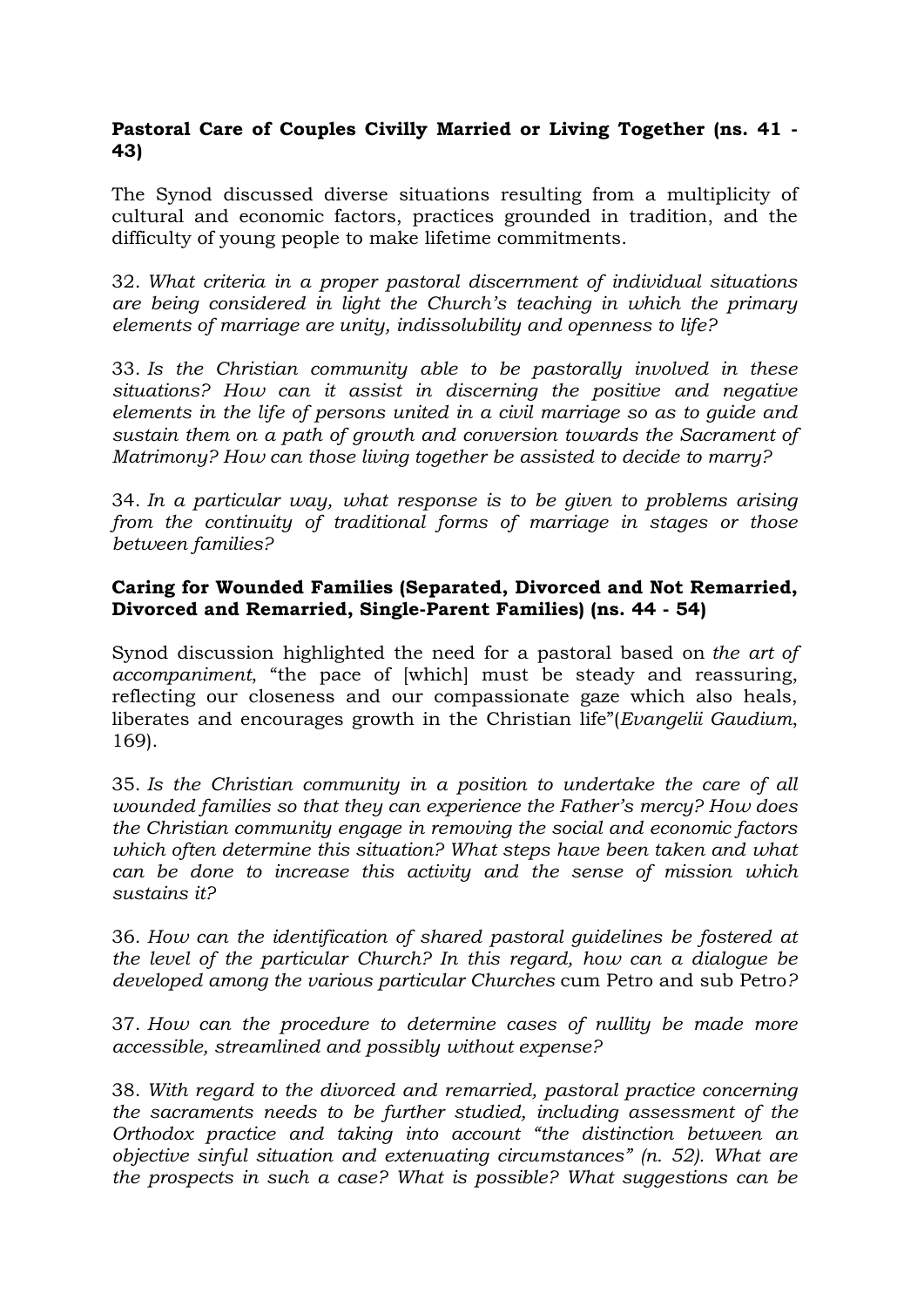**Pastoral Care of Couples Civilly Married or Living Together (ns. 41 - 43)**

The Synod discussed diverse situations resulting from a multiplicity of cultural and economic factors, practices grounded in tradition, and the difficulty of young people to make lifetime commitments.

32. *What criteria in a proper pastoral discernment of individual situations are being considered in light the Church's teaching in which the primary elements of marriage are unity, indissolubility and openness to life?*

33. *Is the Christian community able to be pastorally involved in these situations? How can it assist in discerning the positive and negative elements in the life of persons united in a civil marriage so as to guide and sustain them on a path of growth and conversion towards the Sacrament of Matrimony? How can those living together be assisted to decide to marry?*

34. *In a particular way, what response is to be given to problems arising from the continuity of traditional forms of marriage in stages or those between families?*

**Caring for Wounded Families (Separated, Divorced and Not Remarried, Divorced and Remarried, Single-Parent Families) (ns. 44 - 54)**

Synod discussion highlighted the need for a pastoral based on *the art of accompaniment*, "the pace of [which] must be steady and reassuring, reflecting our closeness and our compassionate gaze which also heals, liberates and encourages growth in the Christian life"(*Evangelii Gaudium*, 169).

35. *Is the Christian community in a position to undertake the care of all wounded families so that they can experience the Father's mercy? How does the Christian community engage in removing the social and economic factors which often determine this situation? What steps have been taken and what can be done to increase this activity and the sense of mission which sustains it?*

36. *How can the identification of shared pastoral guidelines be fostered at the level of the particular Church? In this regard, how can a dialogue be developed among the various particular Churches* cum Petro and sub Petro*?*

37. *How can the procedure to determine cases of nullity be made more accessible, streamlined and possibly without expense?*

38. *With regard to the divorced and remarried, pastoral practice concerning the sacraments needs to be further studied, including assessment of the Orthodox practice and taking into account "the distinction between an objective sinful situation and extenuating circumstances" (n. 52). What are the prospects in such a case? What is possible? What suggestions can be*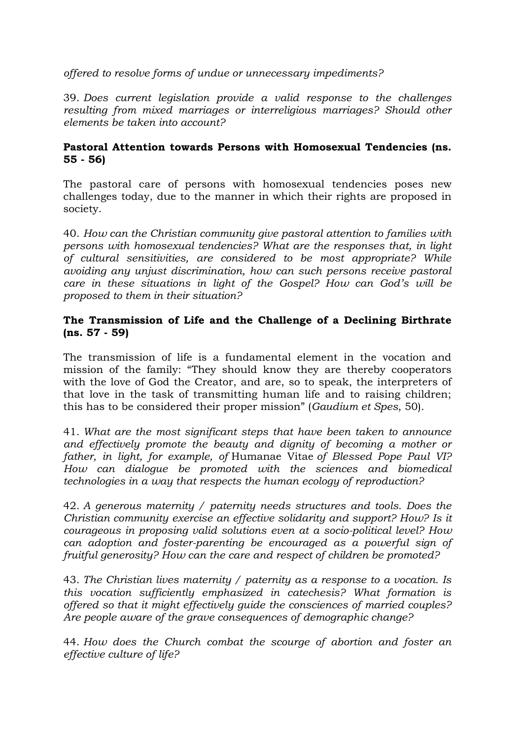*offered to resolve forms of undue or unnecessary impediments?*

39. *Does current legislation provide a valid response to the challenges resulting from mixed marriages or interreligious marriages? Should other elements be taken into account?*

**Pastoral Attention towards Persons with Homosexual Tendencies (ns. 55 - 56)**

The pastoral care of persons with homosexual tendencies poses new challenges today, due to the manner in which their rights are proposed in society.

40. *How can the Christian community give pastoral attention to families with persons with homosexual tendencies? What are the responses that, in light of cultural sensitivities, are considered to be most appropriate? While avoiding any unjust discrimination, how can such persons receive pastoral care in these situations in light of the Gospel? How can God's will be proposed to them in their situation?*

**The Transmission of Life and the Challenge of a Declining Birthrate (ns. 57 - 59)**

The transmission of life is a fundamental element in the vocation and mission of the family: "They should know they are thereby cooperators with the love of God the Creator, and are, so to speak, the interpreters of that love in the task of transmitting human life and to raising children; this has to be considered their proper mission" (*Gaudium et Spes*, 50).

41. *What are the most significant steps that have been taken to announce and effectively promote the beauty and dignity of becoming a mother or father, in light, for example, of* Humanae Vitae *of Blessed Pope Paul VI? How can dialogue be promoted with the sciences and biomedical technologies in a way that respects the human ecology of reproduction?*

42. *A generous maternity / paternity needs structures and tools. Does the Christian community exercise an effective solidarity and support? How? Is it courageous in proposing valid solutions even at a socio-political level? How can adoption and foster-parenting be encouraged as a powerful sign of fruitful generosity? How can the care and respect of children be promoted?*

43. *The Christian lives maternity / paternity as a response to a vocation. Is this vocation sufficiently emphasized in catechesis? What formation is offered so that it might effectively guide the consciences of married couples? Are people aware of the grave consequences of demographic change?*

44. *How does the Church combat the scourge of abortion and foster an effective culture of life?*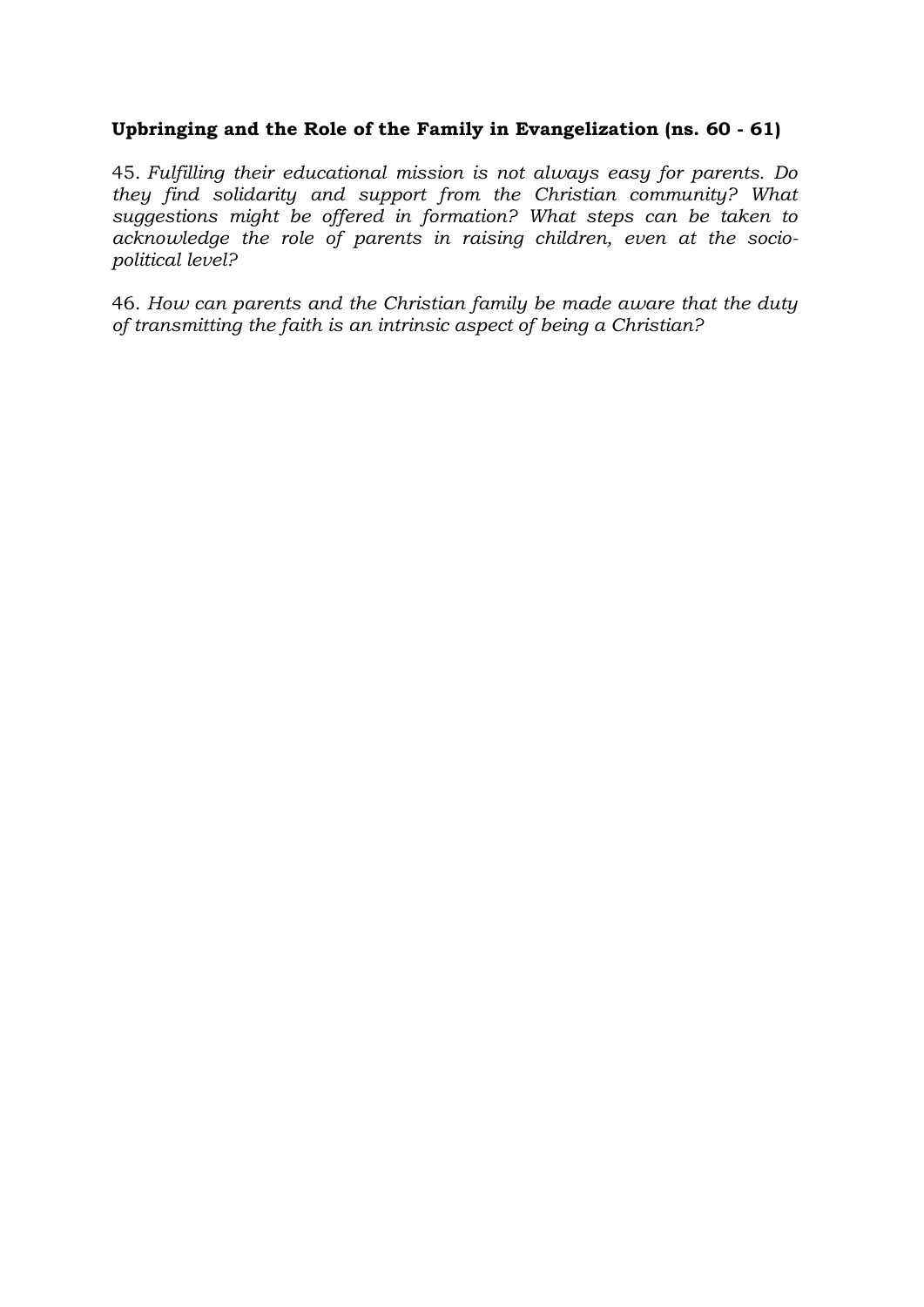**Upbringing and the Role of the Family in Evangelization (ns. 60 - 61)**

45. *Fulfilling their educational mission is not always easy for parents. Do they find solidarity and support from the Christian community? What suggestions might be offered in formation? What steps can be taken to acknowledge the role of parents in raising children, even at the socio-political level?*

46. *How can parents and the Christian family be made aware that the duty of transmitting the faith is an intrinsic aspect of being a Christian?*